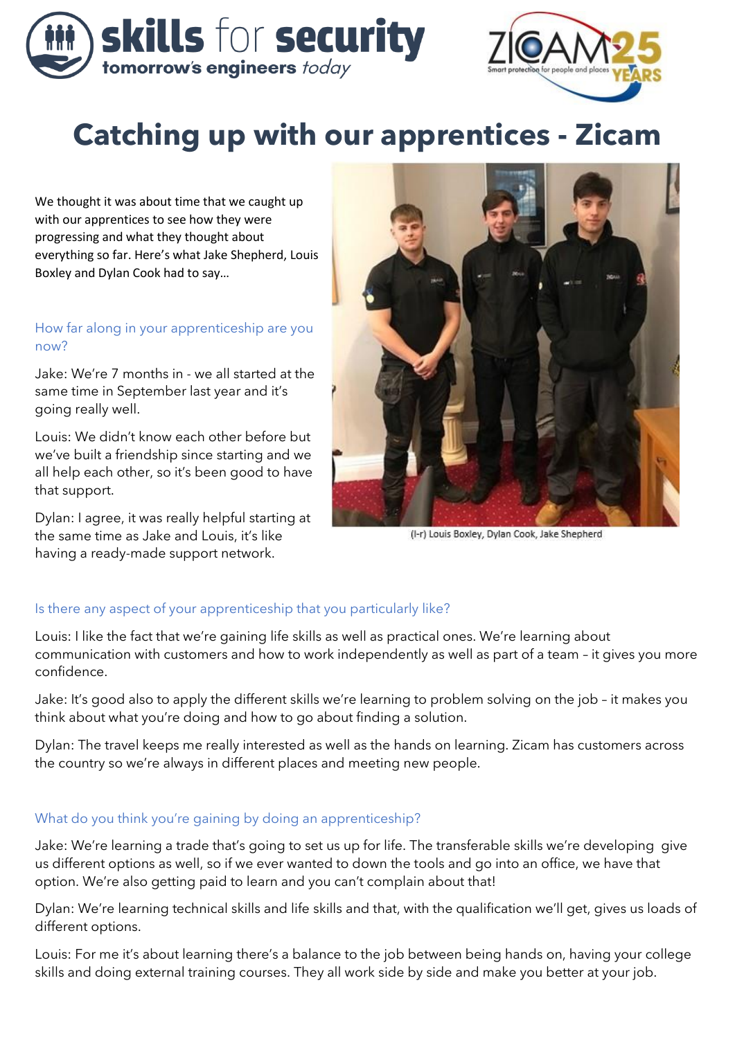skills for security
tomorrow's engineers *today*

ZICAM 25 YEARS
Smart protection for people and places

# Catching up with our apprentices - Zicam

We thought it was about time that we caught up with our apprentices to see how they were progressing and what they thought about everything so far. Here's what Jake Shepherd, Louis Boxley and Dylan Cook had to say…

(l-r) Louis Boxley, Dylan Cook, Jake Shepherd

### How far along in your apprenticeship are you now?

Jake: We're 7 months in - we all started at the same time in September last year and it's going really well.

Louis: We didn't know each other before but we've built a friendship since starting and we all help each other, so it's been good to have that support.

Dylan: I agree, it was really helpful starting at the same time as Jake and Louis, it's like having a ready-made support network.

### Is there any aspect of your apprenticeship that you particularly like?

Louis: I like the fact that we're gaining life skills as well as practical ones. We're learning about communication with customers and how to work independently as well as part of a team – it gives you more confidence.

Jake: It's good also to apply the different skills we're learning to problem solving on the job – it makes you think about what you're doing and how to go about finding a solution.

Dylan: The travel keeps me really interested as well as the hands on learning. Zicam has customers across the country so we're always in different places and meeting new people.

### What do you think you're gaining by doing an apprenticeship?

Jake: We're learning a trade that's going to set us up for life. The transferable skills we're developing give us different options as well, so if we ever wanted to down the tools and go into an office, we have that option. We're also getting paid to learn and you can't complain about that!

Dylan: We're learning technical skills and life skills and that, with the qualification we'll get, gives us loads of different options.

Louis: For me it's about learning there's a balance to the job between being hands on, having your college skills and doing external training courses. They all work side by side and make you better at your job.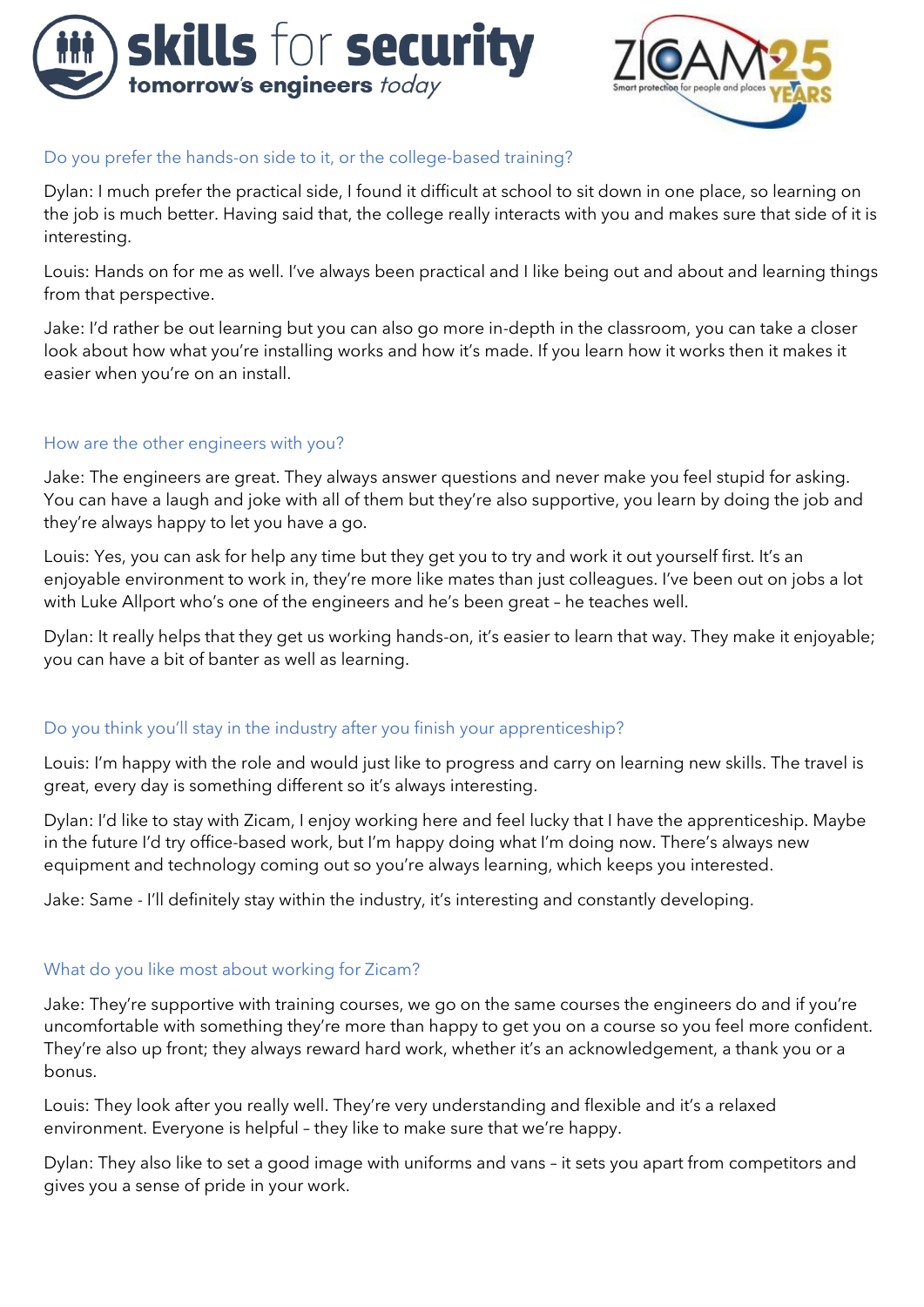### Do you prefer the hands-on side to it, or the college-based training?

Dylan: I much prefer the practical side, I found it difficult at school to sit down in one place, so learning on the job is much better. Having said that, the college really interacts with you and makes sure that side of it is interesting.

Louis: Hands on for me as well. I've always been practical and I like being out and about and learning things from that perspective.

Jake: I'd rather be out learning but you can also go more in-depth in the classroom, you can take a closer look about how what you're installing works and how it's made. If you learn how it works then it makes it easier when you're on an install.

### How are the other engineers with you?

Jake: The engineers are great. They always answer questions and never make you feel stupid for asking. You can have a laugh and joke with all of them but they're also supportive, you learn by doing the job and they're always happy to let you have a go.

Louis: Yes, you can ask for help any time but they get you to try and work it out yourself first. It's an enjoyable environment to work in, they're more like mates than just colleagues. I've been out on jobs a lot with Luke Allport who's one of the engineers and he's been great – he teaches well.

Dylan: It really helps that they get us working hands-on, it's easier to learn that way. They make it enjoyable; you can have a bit of banter as well as learning.

### Do you think you'll stay in the industry after you finish your apprenticeship?

Louis: I'm happy with the role and would just like to progress and carry on learning new skills. The travel is great, every day is something different so it's always interesting.

Dylan: I'd like to stay with Zicam, I enjoy working here and feel lucky that I have the apprenticeship. Maybe in the future I'd try office-based work, but I'm happy doing what I'm doing now. There's always new equipment and technology coming out so you're always learning, which keeps you interested.

Jake: Same - I'll definitely stay within the industry, it's interesting and constantly developing.

### What do you like most about working for Zicam?

Jake: They're supportive with training courses, we go on the same courses the engineers do and if you're uncomfortable with something they're more than happy to get you on a course so you feel more confident. They're also up front; they always reward hard work, whether it's an acknowledgement, a thank you or a bonus.

Louis: They look after you really well. They're very understanding and flexible and it's a relaxed environment. Everyone is helpful – they like to make sure that we're happy.

Dylan: They also like to set a good image with uniforms and vans – it sets you apart from competitors and gives you a sense of pride in your work.